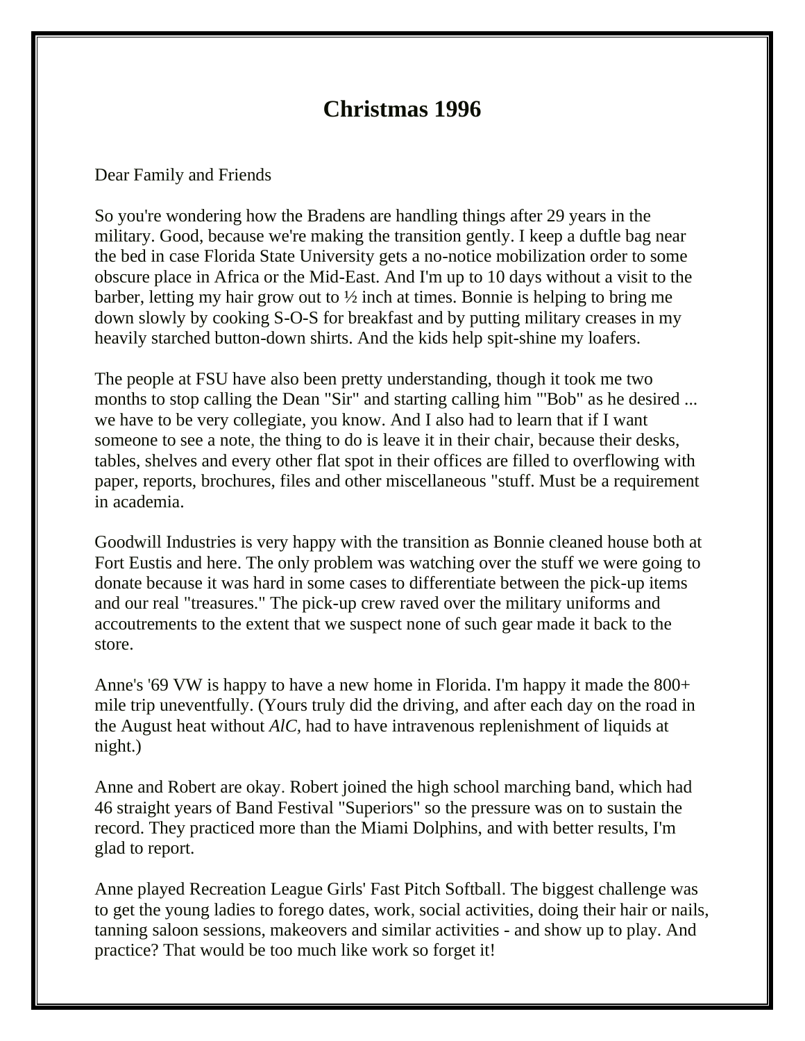# Christmas 1996

Dear Family and Friends

So you're wondering how the Bradens are handling things after 29 years in the military. Good, because we're making the transition gently. I keep a duftle bag near the bed in case Florida State University gets a no-notice mobilization order to some obscure place in Africa or the Mid-East. And I'm up to 10 days without a visit to the barber, letting my hair grow out to ½ inch at times. Bonnie is helping to bring me down slowly by cooking S-O-S for breakfast and by putting military creases in my heavily starched button-down shirts. And the kids help spit-shine my loafers.

The people at FSU have also been pretty understanding, though it took me two months to stop calling the Dean "Sir" and starting calling him '"Bob" as he desired ... we have to be very collegiate, you know. And I also had to learn that if I want someone to see a note, the thing to do is leave it in their chair, because their desks, tables, shelves and every other flat spot in their offices are filled to overflowing with paper, reports, brochures, files and other miscellaneous "stuff. Must be a requirement in academia.

Goodwill Industries is very happy with the transition as Bonnie cleaned house both at Fort Eustis and here. The only problem was watching over the stuff we were going to donate because it was hard in some cases to differentiate between the pick-up items and our real "treasures." The pick-up crew raved over the military uniforms and accoutrements to the extent that we suspect none of such gear made it back to the store.

Anne's '69 VW is happy to have a new home in Florida. I'm happy it made the 800+ mile trip uneventfully. (Yours truly did the driving, and after each day on the road in the August heat without *AlC*, had to have intravenous replenishment of liquids at night.)

Anne and Robert are okay. Robert joined the high school marching band, which had 46 straight years of Band Festival "Superiors" so the pressure was on to sustain the record. They practiced more than the Miami Dolphins, and with better results, I'm glad to report.

Anne played Recreation League Girls' Fast Pitch Softball. The biggest challenge was to get the young ladies to forego dates, work, social activities, doing their hair or nails, tanning saloon sessions, makeovers and similar activities - and show up to play. And practice? That would be too much like work so forget it!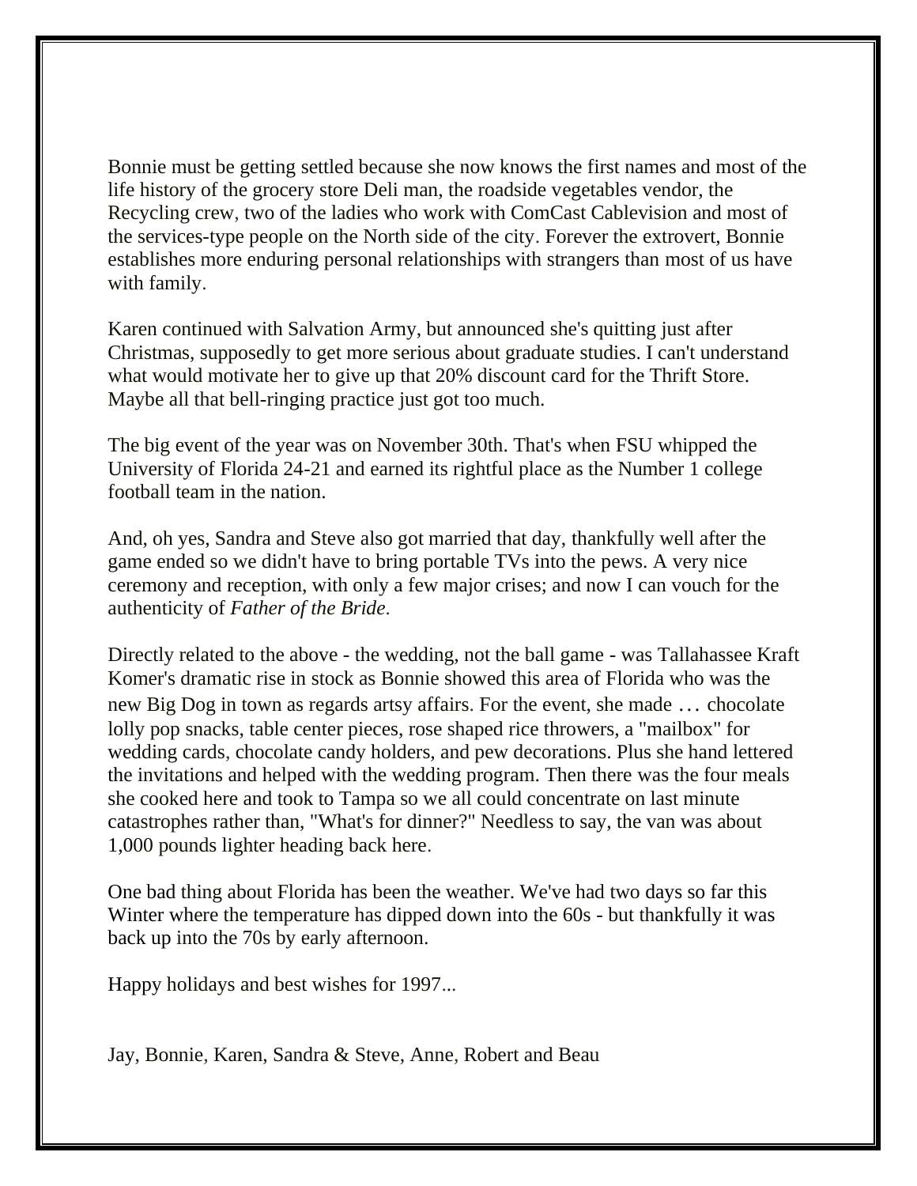Bonnie must be getting settled because she now knows the first names and most of the life history of the grocery store Deli man, the roadside vegetables vendor, the Recycling crew, two of the ladies who work with ComCast Cablevision and most of the services-type people on the North side of the city. Forever the extrovert, Bonnie establishes more enduring personal relationships with strangers than most of us have with family.

Karen continued with Salvation Army, but announced she's quitting just after Christmas, supposedly to get more serious about graduate studies. I can't understand what would motivate her to give up that 20% discount card for the Thrift Store. Maybe all that bell-ringing practice just got too much.

The big event of the year was on November 30th. That's when FSU whipped the University of Florida 24-21 and earned its rightful place as the Number 1 college football team in the nation.

And, oh yes, Sandra and Steve also got married that day, thankfully well after the game ended so we didn't have to bring portable TVs into the pews. A very nice ceremony and reception, with only a few major crises; and now I can vouch for the authenticity of *Father of the Bride*.

Directly related to the above - the wedding, not the ball game - was Tallahassee Kraft Komer's dramatic rise in stock as Bonnie showed this area of Florida who was the new Big Dog in town as regards artsy affairs. For the event, she made … chocolate lolly pop snacks, table center pieces, rose shaped rice throwers, a "mailbox" for wedding cards, chocolate candy holders, and pew decorations. Plus she hand lettered the invitations and helped with the wedding program. Then there was the four meals she cooked here and took to Tampa so we all could concentrate on last minute catastrophes rather than, "What's for dinner?" Needless to say, the van was about 1,000 pounds lighter heading back here.

One bad thing about Florida has been the weather. We've had two days so far this Winter where the temperature has dipped down into the 60s - but thankfully it was back up into the 70s by early afternoon.

Happy holidays and best wishes for 1997...

Jay, Bonnie, Karen, Sandra & Steve, Anne, Robert and Beau